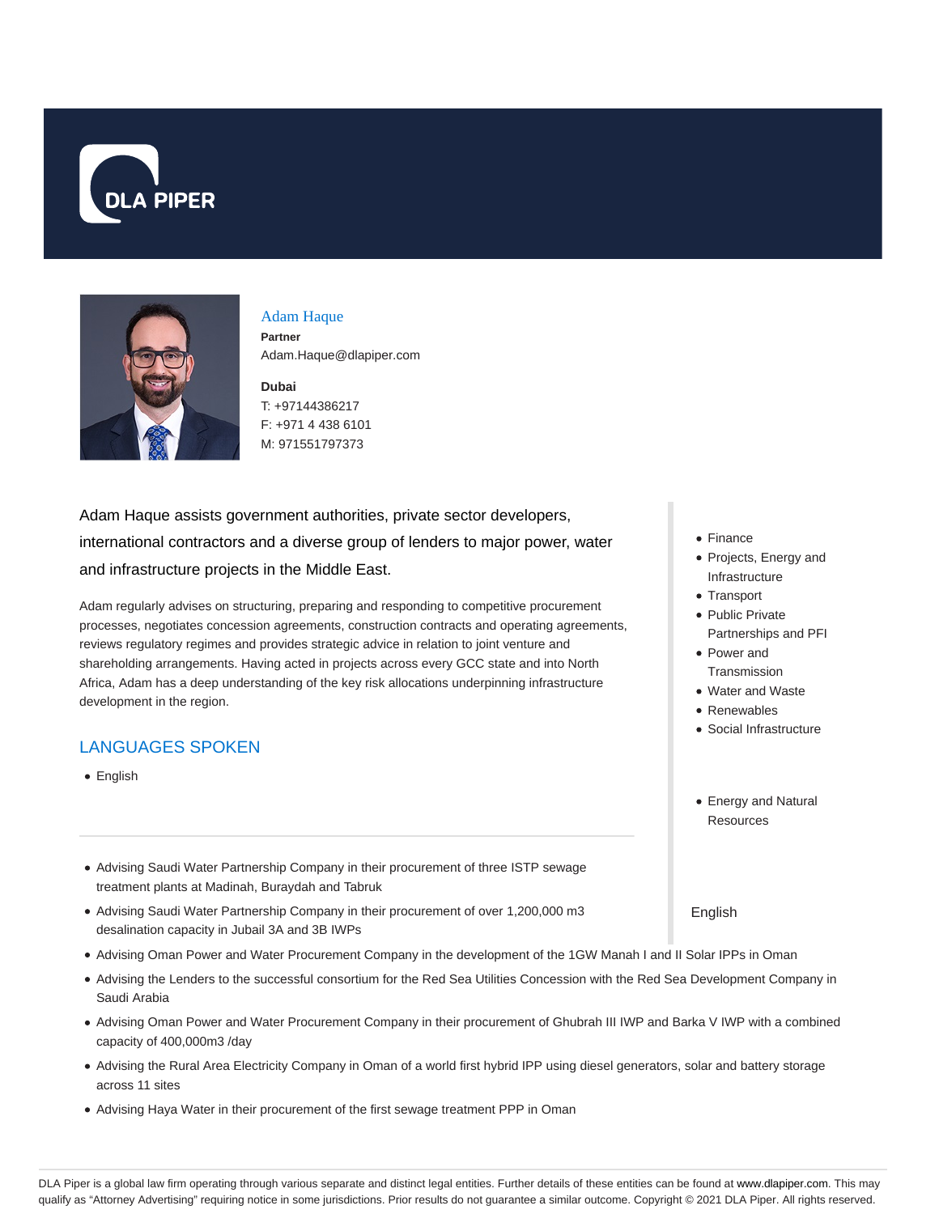DLA PIPER

## Adam Haque

**Partner**
Adam.Haque@dlapiper.com

**Dubai**
T: +97144386217
F: +971 4 438 6101
M: 971551797373

Adam Haque assists government authorities, private sector developers, international contractors and a diverse group of lenders to major power, water and infrastructure projects in the Middle East.

Adam regularly advises on structuring, preparing and responding to competitive procurement processes, negotiates concession agreements, construction contracts and operating agreements, reviews regulatory regimes and provides strategic advice in relation to joint venture and shareholding arrangements. Having acted in projects across every GCC state and into North Africa, Adam has a deep understanding of the key risk allocations underpinning infrastructure development in the region.

- Finance
- Projects, Energy and Infrastructure
- Transport
- Public Private Partnerships and PFI
- Power and Transmission
- Water and Waste
- Renewables
- Social Infrastructure

- Energy and Natural Resources

English

### LANGUAGES SPOKEN

- English

---

- Advising Saudi Water Partnership Company in their procurement of three ISTP sewage treatment plants at Madinah, Buraydah and Tabruk
- Advising Saudi Water Partnership Company in their procurement of over 1,200,000 m3 desalination capacity in Jubail 3A and 3B IWPs
- Advising Oman Power and Water Procurement Company in the development of the 1GW Manah I and II Solar IPPs in Oman
- Advising the Lenders to the successful consortium for the Red Sea Utilities Concession with the Red Sea Development Company in Saudi Arabia
- Advising Oman Power and Water Procurement Company in their procurement of Ghubrah III IWP and Barka V IWP with a combined capacity of 400,000m3 /day
- Advising the Rural Area Electricity Company in Oman of a world first hybrid IPP using diesel generators, solar and battery storage across 11 sites
- Advising Haya Water in their procurement of the first sewage treatment PPP in Oman

DLA Piper is a global law firm operating through various separate and distinct legal entities. Further details of these entities can be found at www.dlapiper.com. This may qualify as "Attorney Advertising" requiring notice in some jurisdictions. Prior results do not guarantee a similar outcome. Copyright © 2021 DLA Piper. All rights reserved.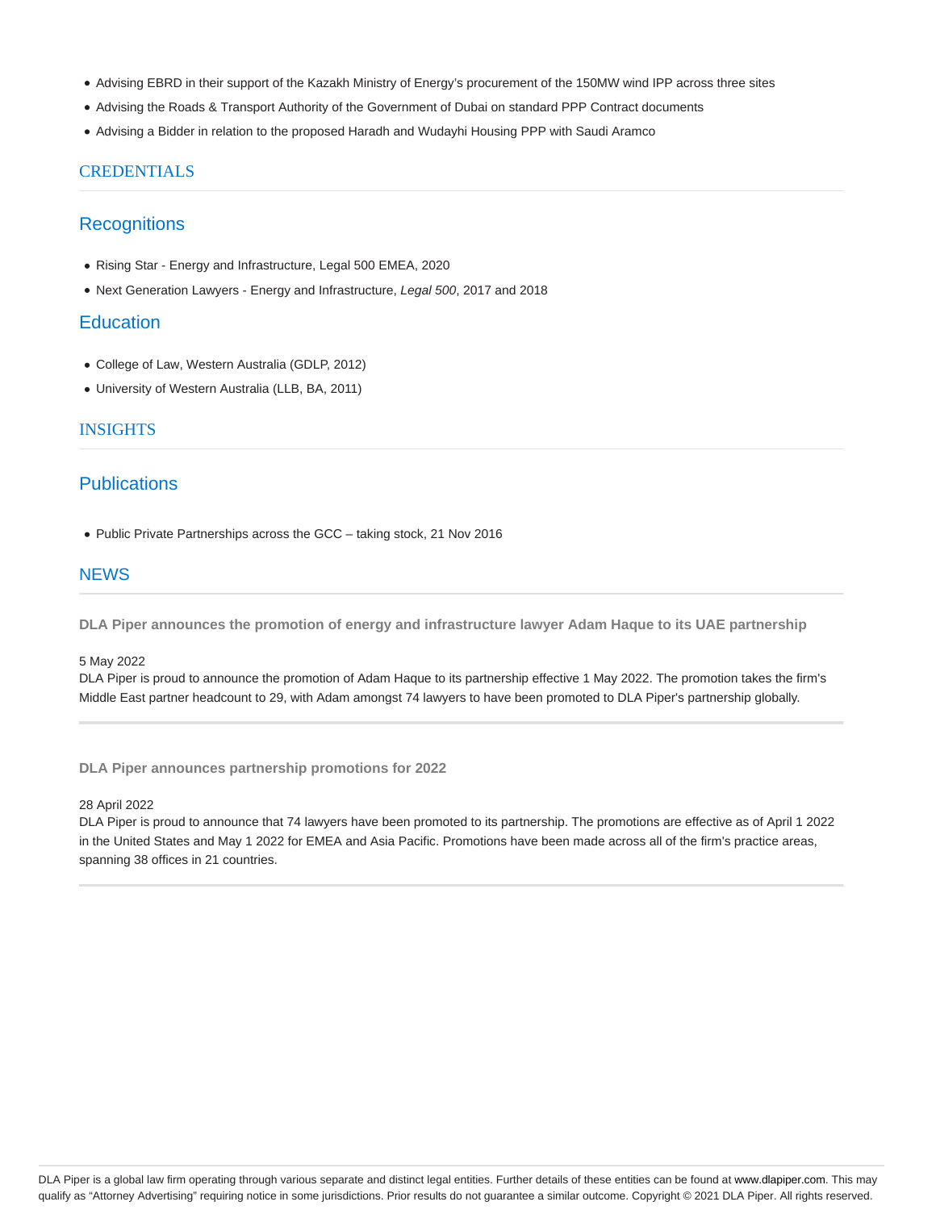- Advising EBRD in their support of the Kazakh Ministry of Energy's procurement of the 150MW wind IPP across three sites
- Advising the Roads & Transport Authority of the Government of Dubai on standard PPP Contract documents
- Advising a Bidder in relation to the proposed Haradh and Wudayhi Housing PPP with Saudi Aramco

## CREDENTIALS

### Recognitions

- Rising Star - Energy and Infrastructure, Legal 500 EMEA, 2020
- Next Generation Lawyers - Energy and Infrastructure, *Legal 500*, 2017 and 2018

### Education

- College of Law, Western Australia (GDLP, 2012)
- University of Western Australia (LLB, BA, 2011)

## INSIGHTS

### Publications

- Public Private Partnerships across the GCC – taking stock, 21 Nov 2016

## NEWS

**DLA Piper announces the promotion of energy and infrastructure lawyer Adam Haque to its UAE partnership**

5 May 2022
DLA Piper is proud to announce the promotion of Adam Haque to its partnership effective 1 May 2022. The promotion takes the firm's Middle East partner headcount to 29, with Adam amongst 74 lawyers to have been promoted to DLA Piper's partnership globally.

**DLA Piper announces partnership promotions for 2022**

28 April 2022
DLA Piper is proud to announce that 74 lawyers have been promoted to its partnership. The promotions are effective as of April 1 2022 in the United States and May 1 2022 for EMEA and Asia Pacific. Promotions have been made across all of the firm's practice areas, spanning 38 offices in 21 countries.

DLA Piper is a global law firm operating through various separate and distinct legal entities. Further details of these entities can be found at www.dlapiper.com. This may qualify as "Attorney Advertising" requiring notice in some jurisdictions. Prior results do not guarantee a similar outcome. Copyright © 2021 DLA Piper. All rights reserved.